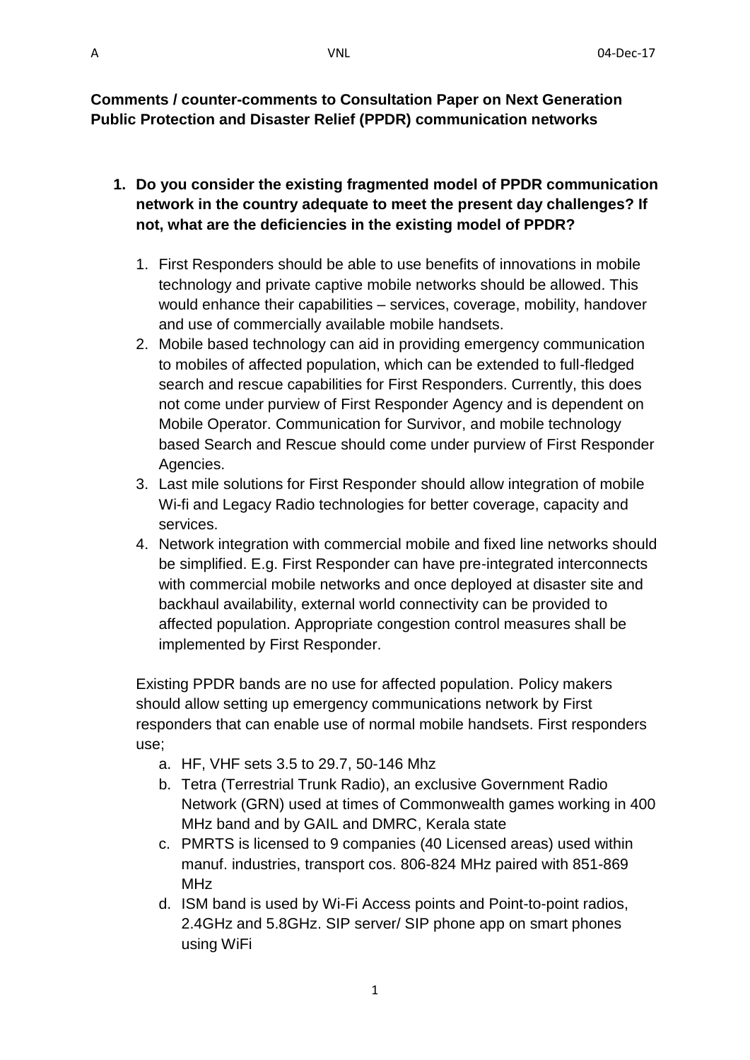**Comments / counter-comments to Consultation Paper on Next Generation Public Protection and Disaster Relief (PPDR) communication networks**

1. **Do you consider the existing fragmented model of PPDR communication network in the country adequate to meet the present day challenges? If not, what are the deficiencies in the existing model of PPDR?**

   1. First Responders should be able to use benefits of innovations in mobile technology and private captive mobile networks should be allowed. This would enhance their capabilities – services, coverage, mobility, handover and use of commercially available mobile handsets.
   2. Mobile based technology can aid in providing emergency communication to mobiles of affected population, which can be extended to full-fledged search and rescue capabilities for First Responders. Currently, this does not come under purview of First Responder Agency and is dependent on Mobile Operator. Communication for Survivor, and mobile technology based Search and Rescue should come under purview of First Responder Agencies.
   3. Last mile solutions for First Responder should allow integration of mobile Wi-fi and Legacy Radio technologies for better coverage, capacity and services.
   4. Network integration with commercial mobile and fixed line networks should be simplified. E.g. First Responder can have pre-integrated interconnects with commercial mobile networks and once deployed at disaster site and backhaul availability, external world connectivity can be provided to affected population. Appropriate congestion control measures shall be implemented by First Responder.

   Existing PPDR bands are no use for affected population. Policy makers should allow setting up emergency communications network by First responders that can enable use of normal mobile handsets. First responders use;

   a. HF, VHF sets 3.5 to 29.7, 50-146 Mhz
   b. Tetra (Terrestrial Trunk Radio), an exclusive Government Radio Network (GRN) used at times of Commonwealth games working in 400 MHz band and by GAIL and DMRC, Kerala state
   c. PMRTS is licensed to 9 companies (40 Licensed areas) used within manuf. industries, transport cos. 806-824 MHz paired with 851-869 MHz
   d. ISM band is used by Wi-Fi Access points and Point-to-point radios, 2.4GHz and 5.8GHz. SIP server/ SIP phone app on smart phones using WiFi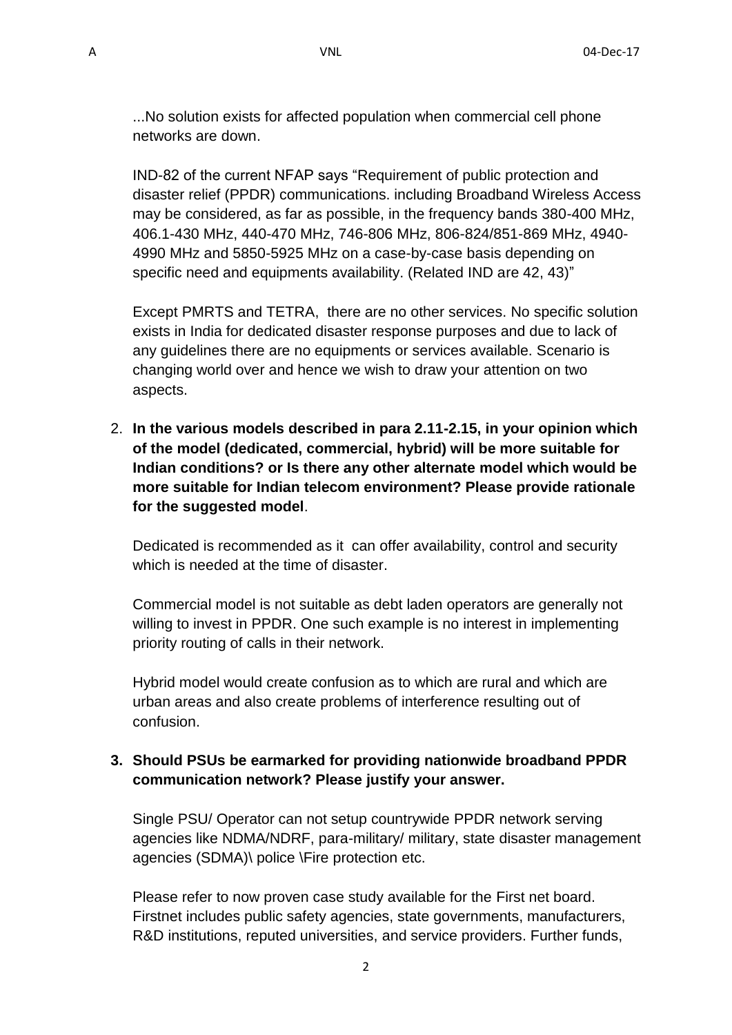...No solution exists for affected population when commercial cell phone networks are down.

IND-82 of the current NFAP says "Requirement of public protection and disaster relief (PPDR) communications. including Broadband Wireless Access may be considered, as far as possible, in the frequency bands 380-400 MHz, 406.1-430 MHz, 440-470 MHz, 746-806 MHz, 806-824/851-869 MHz, 4940-4990 MHz and 5850-5925 MHz on a case-by-case basis depending on specific need and equipments availability. (Related IND are 42, 43)"

Except PMRTS and TETRA, there are no other services. No specific solution exists in India for dedicated disaster response purposes and due to lack of any guidelines there are no equipments or services available. Scenario is changing world over and hence we wish to draw your attention on two aspects.

2. **In the various models described in para 2.11-2.15, in your opinion which of the model (dedicated, commercial, hybrid) will be more suitable for Indian conditions? or Is there any other alternate model which would be more suitable for Indian telecom environment? Please provide rationale for the suggested model**.

   Dedicated is recommended as it can offer availability, control and security which is needed at the time of disaster.

   Commercial model is not suitable as debt laden operators are generally not willing to invest in PPDR. One such example is no interest in implementing priority routing of calls in their network.

   Hybrid model would create confusion as to which are rural and which are urban areas and also create problems of interference resulting out of confusion.

3. **Should PSUs be earmarked for providing nationwide broadband PPDR communication network? Please justify your answer.**

   Single PSU/ Operator can not setup countrywide PPDR network serving agencies like NDMA/NDRF, para-military/ military, state disaster management agencies (SDMA)\ police \Fire protection etc.

   Please refer to now proven case study available for the First net board. Firstnet includes public safety agencies, state governments, manufacturers, R&D institutions, reputed universities, and service providers. Further funds,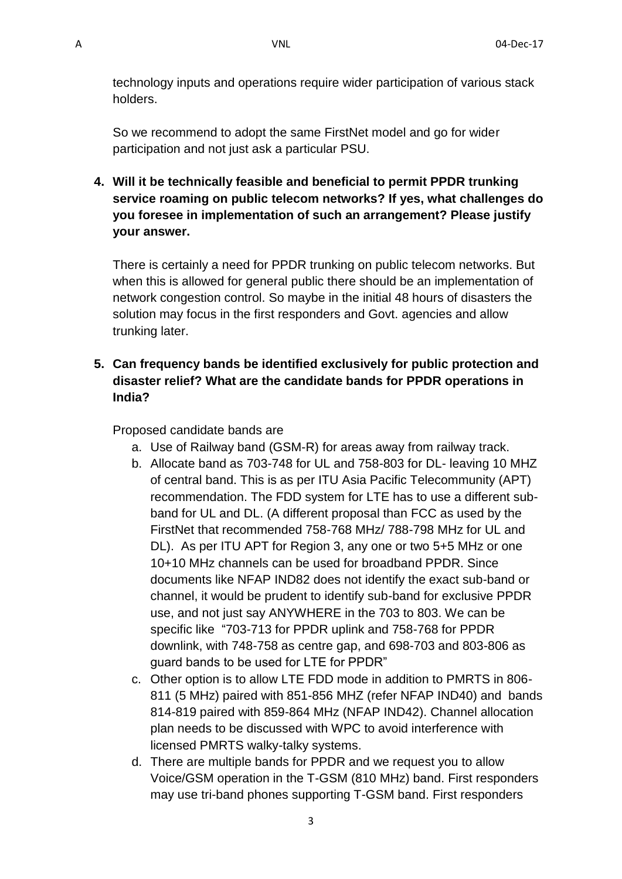technology inputs and operations require wider participation of various stack holders.

So we recommend to adopt the same FirstNet model and go for wider participation and not just ask a particular PSU.

4. **Will it be technically feasible and beneficial to permit PPDR trunking service roaming on public telecom networks? If yes, what challenges do you foresee in implementation of such an arrangement? Please justify your answer.**

   There is certainly a need for PPDR trunking on public telecom networks. But when this is allowed for general public there should be an implementation of network congestion control. So maybe in the initial 48 hours of disasters the solution may focus in the first responders and Govt. agencies and allow trunking later.

5. **Can frequency bands be identified exclusively for public protection and disaster relief? What are the candidate bands for PPDR operations in India?**

   Proposed candidate bands are

   a. Use of Railway band (GSM-R) for areas away from railway track.
   b. Allocate band as 703-748 for UL and 758-803 for DL- leaving 10 MHZ of central band. This is as per ITU Asia Pacific Telecommunity (APT) recommendation. The FDD system for LTE has to use a different sub-band for UL and DL. (A different proposal than FCC as used by the FirstNet that recommended 758-768 MHz/ 788-798 MHz for UL and DL). As per ITU APT for Region 3, any one or two 5+5 MHz or one 10+10 MHz channels can be used for broadband PPDR. Since documents like NFAP IND82 does not identify the exact sub-band or channel, it would be prudent to identify sub-band for exclusive PPDR use, and not just say ANYWHERE in the 703 to 803. We can be specific like "703-713 for PPDR uplink and 758-768 for PPDR downlink, with 748-758 as centre gap, and 698-703 and 803-806 as guard bands to be used for LTE for PPDR"
   c. Other option is to allow LTE FDD mode in addition to PMRTS in 806-811 (5 MHz) paired with 851-856 MHZ (refer NFAP IND40) and bands 814-819 paired with 859-864 MHz (NFAP IND42). Channel allocation plan needs to be discussed with WPC to avoid interference with licensed PMRTS walky-talky systems.
   d. There are multiple bands for PPDR and we request you to allow Voice/GSM operation in the T-GSM (810 MHz) band. First responders may use tri-band phones supporting T-GSM band. First responders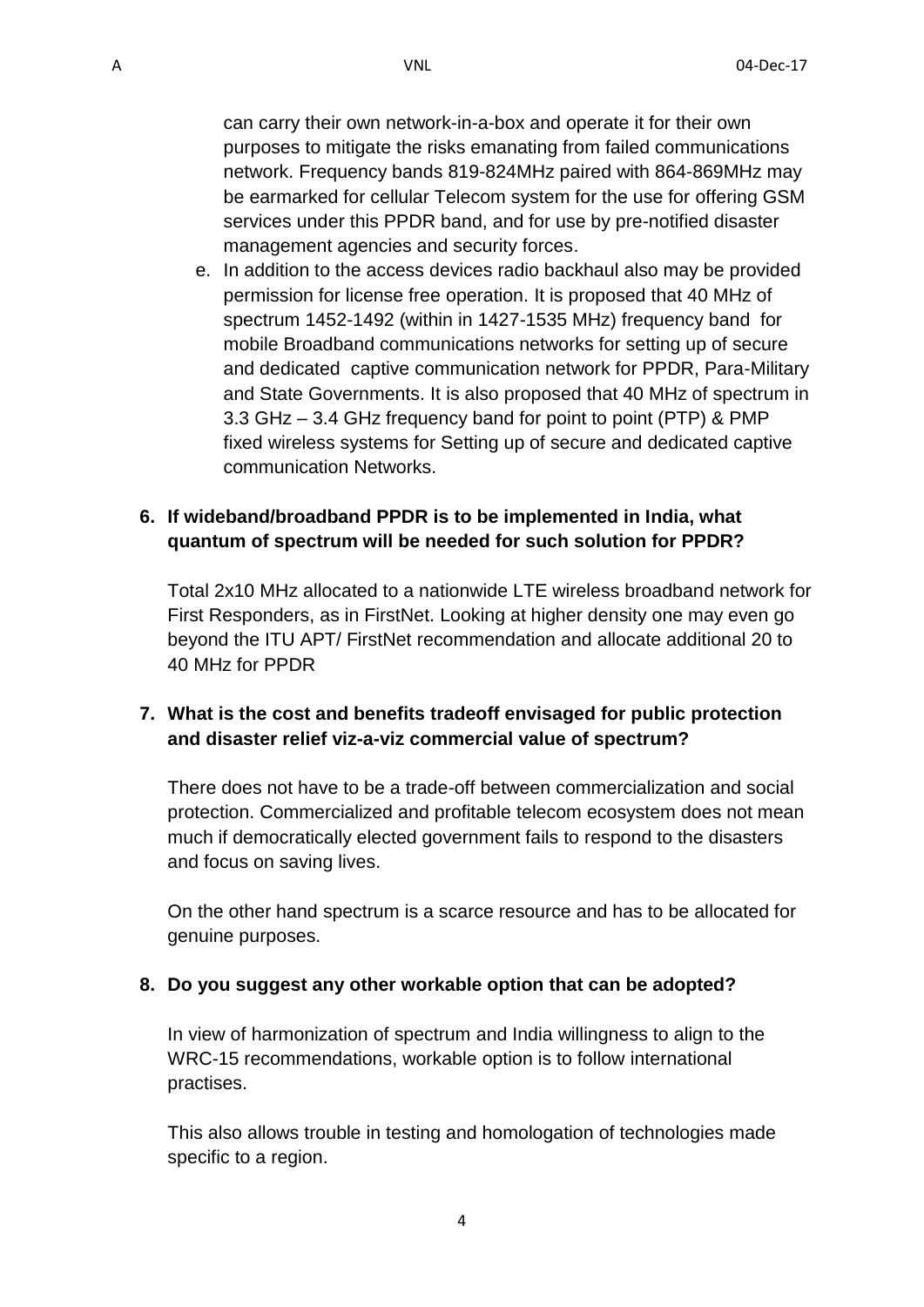can carry their own network-in-a-box and operate it for their own purposes to mitigate the risks emanating from failed communications network. Frequency bands 819-824MHz paired with 864-869MHz may be earmarked for cellular Telecom system for the use for offering GSM services under this PPDR band, and for use by pre-notified disaster management agencies and security forces.

e. In addition to the access devices radio backhaul also may be provided permission for license free operation. It is proposed that 40 MHz of spectrum 1452-1492 (within in 1427-1535 MHz) frequency band for mobile Broadband communications networks for setting up of secure and dedicated captive communication network for PPDR, Para-Military and State Governments. It is also proposed that 40 MHz of spectrum in 3.3 GHz – 3.4 GHz frequency band for point to point (PTP) & PMP fixed wireless systems for Setting up of secure and dedicated captive communication Networks.

**6. If wideband/broadband PPDR is to be implemented in India, what quantum of spectrum will be needed for such solution for PPDR?**

Total 2x10 MHz allocated to a nationwide LTE wireless broadband network for First Responders, as in FirstNet. Looking at higher density one may even go beyond the ITU APT/ FirstNet recommendation and allocate additional 20 to 40 MHz for PPDR

**7. What is the cost and benefits tradeoff envisaged for public protection and disaster relief viz-a-viz commercial value of spectrum?**

There does not have to be a trade-off between commercialization and social protection. Commercialized and profitable telecom ecosystem does not mean much if democratically elected government fails to respond to the disasters and focus on saving lives.

On the other hand spectrum is a scarce resource and has to be allocated for genuine purposes.

**8. Do you suggest any other workable option that can be adopted?**

In view of harmonization of spectrum and India willingness to align to the WRC-15 recommendations, workable option is to follow international practises.

This also allows trouble in testing and homologation of technologies made specific to a region.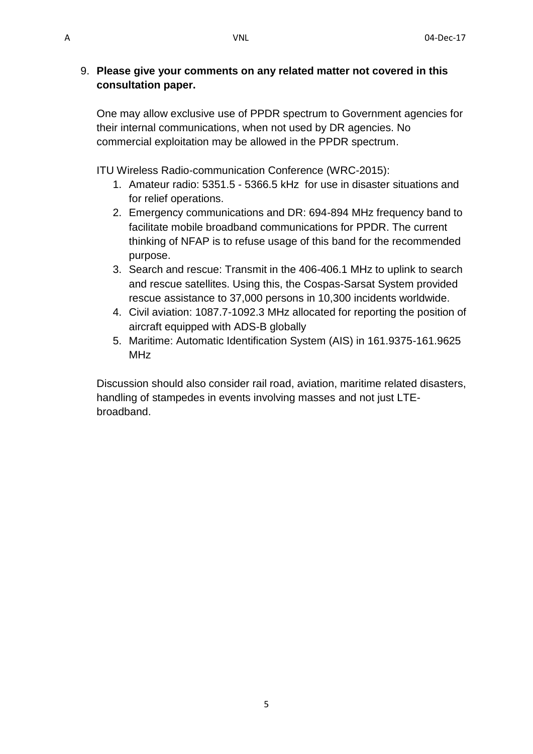9. **Please give your comments on any related matter not covered in this consultation paper.**

   One may allow exclusive use of PPDR spectrum to Government agencies for their internal communications, when not used by DR agencies. No commercial exploitation may be allowed in the PPDR spectrum.

   ITU Wireless Radio-communication Conference (WRC-2015):

   1. Amateur radio: 5351.5 - 5366.5 kHz for use in disaster situations and for relief operations.
   2. Emergency communications and DR: 694-894 MHz frequency band to facilitate mobile broadband communications for PPDR. The current thinking of NFAP is to refuse usage of this band for the recommended purpose.
   3. Search and rescue: Transmit in the 406-406.1 MHz to uplink to search and rescue satellites. Using this, the Cospas-Sarsat System provided rescue assistance to 37,000 persons in 10,300 incidents worldwide.
   4. Civil aviation: 1087.7-1092.3 MHz allocated for reporting the position of aircraft equipped with ADS-B globally
   5. Maritime: Automatic Identification System (AIS) in 161.9375-161.9625 MHz

   Discussion should also consider rail road, aviation, maritime related disasters, handling of stampedes in events involving masses and not just LTE-broadband.